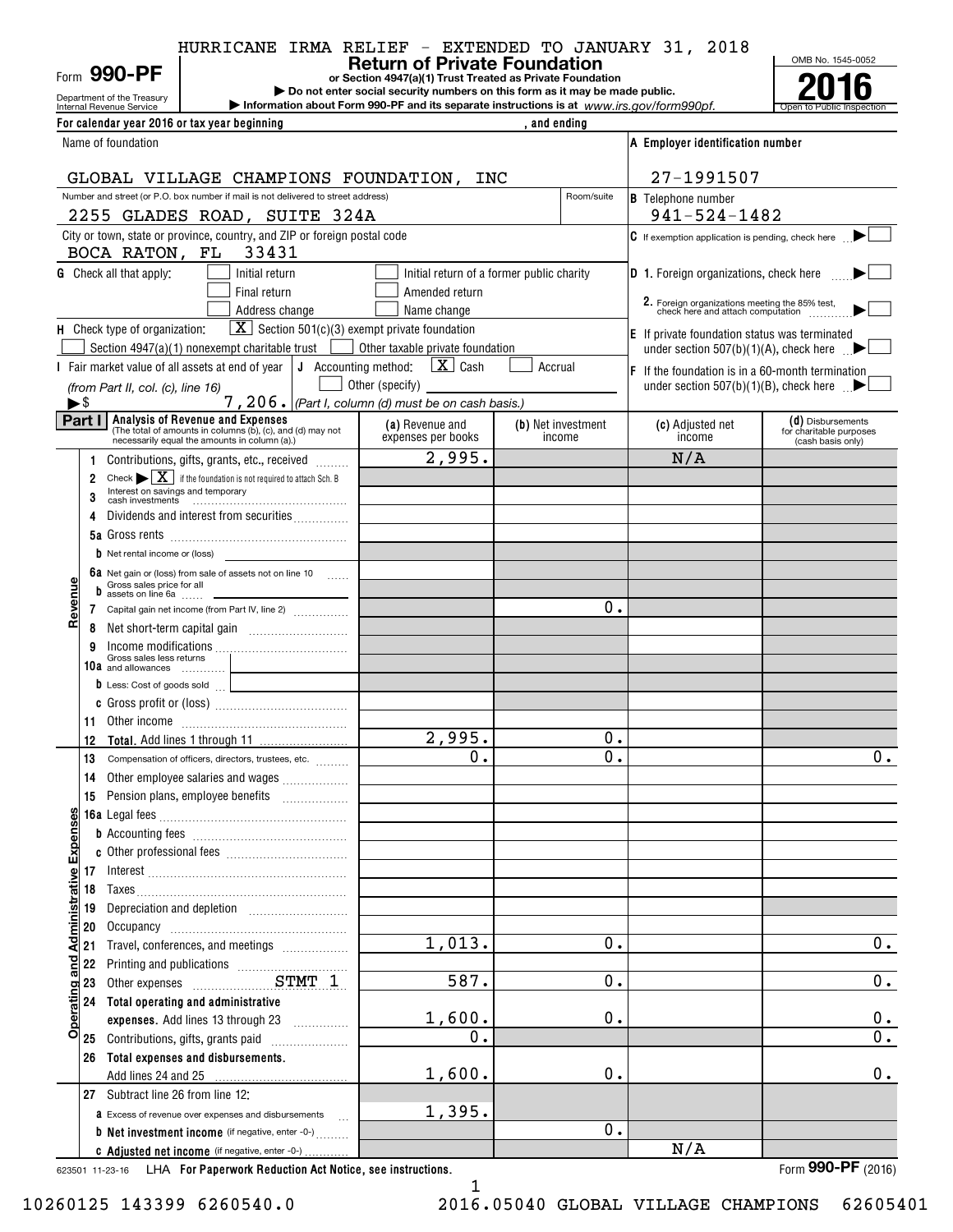HURRICANE IRMA RELIEF - EXTENDED TO JANUARY 31, 2018

Form **990-PF**

Department of the Treasury
Internal Revenue Service

# Return of Private Foundation

**or Section 4947(a)(1) Trust Treated as Private Foundation**

▶ Do not enter social security numbers on this form as it may be made public.
▶ Information about Form 990-PF and its separate instructions is at *www.irs.gov/form990pf.*

OMB No. 1545-0052

**2016**

Open to Public Inspection

**For calendar year 2016 or tax year beginning , and ending**

Name of foundation: GLOBAL VILLAGE CHAMPIONS FOUNDATION, INC

**A** Employer identification number: 27-1991507

Number and street (or P.O. box number if mail is not delivered to street address) / Room/suite: 2255 GLADES ROAD, SUITE 324A

**B** Telephone number: 941-524-1482

City or town, state or province, country, and ZIP or foreign postal code: BOCA RATON, FL 33431

**C** If exemption application is pending, check here ▶ ☐

**G** Check all that apply: ☐ Initial return ☐ Initial return of a former public charity ☐ Final return ☐ Amended return ☐ Address change ☐ Name change

**D** 1. Foreign organizations, check here ▶ ☐
2. Foreign organizations meeting the 85% test, check here and attach computation ▶ ☐

**H** Check type of organization: ☒ Section 501(c)(3) exempt private foundation ☐ Section 4947(a)(1) nonexempt charitable trust ☐ Other taxable private foundation

**E** If private foundation status was terminated under section 507(b)(1)(A), check here ▶ ☐

**I** Fair market value of all assets at end of year (from Part II, col. (c), line 16) ▶$ 7,206.

**J** Accounting method: ☒ Cash ☐ Accrual ☐ Other (specify) (Part I, column (d) must be on cash basis.)

**F** If the foundation is in a 60-month termination under section 507(b)(1)(B), check here ▶ ☐

**Part I Analysis of Revenue and Expenses** (The total of amounts in columns (b), (c), and (d) may not necessarily equal the amounts in column (a).)

| | Line | (a) Revenue and expenses per books | (b) Net investment income | (c) Adjusted net income | (d) Disbursements for charitable purposes (cash basis only) |
|---|---|---|---|---|---|
| Revenue | 1 Contributions, gifts, grants, etc., received | 2,995. | | N/A | |
| | 2 Check ▶ ☒ if the foundation is not required to attach Sch. B | | | | |
| | 3 Interest on savings and temporary cash investments | | | | |
| | 4 Dividends and interest from securities | | | | |
| | 5a Gross rents | | | | |
| | b Net rental income or (loss) | | | | |
| | 6a Net gain or (loss) from sale of assets not on line 10 | | | | |
| | b Gross sales price for all assets on line 6a | | | | |
| | 7 Capital gain net income (from Part IV, line 2) | | 0. | | |
| | 8 Net short-term capital gain | | | | |
| | 9 Income modifications | | | | |
| | 10a Gross sales less returns and allowances | | | | |
| | b Less: Cost of goods sold | | | | |
| | c Gross profit or (loss) | | | | |
| | 11 Other income | | | | |
| | 12 **Total.** Add lines 1 through 11 | 2,995. | 0. | | |
| Operating and Administrative Expenses | 13 Compensation of officers, directors, trustees, etc. | 0. | 0. | | 0. |
| | 14 Other employee salaries and wages | | | | |
| | 15 Pension plans, employee benefits | | | | |
| | 16a Legal fees | | | | |
| | b Accounting fees | | | | |
| | c Other professional fees | | | | |
| | 17 Interest | | | | |
| | 18 Taxes | | | | |
| | 19 Depreciation and depletion | | | | |
| | 20 Occupancy | | | | |
| | 21 Travel, conferences, and meetings | 1,013. | 0. | | 0. |
| | 22 Printing and publications | | | | |
| | 23 Other expenses STMT 1 | 587. | 0. | | 0. |
| | 24 **Total operating and administrative expenses.** Add lines 13 through 23 | 1,600. | 0. | | 0. |
| | 25 Contributions, gifts, grants paid | 0. | | | 0. |
| | 26 **Total expenses and disbursements.** Add lines 24 and 25 | 1,600. | 0. | | 0. |
| | 27 Subtract line 26 from line 12: | | | | |
| | a Excess of revenue over expenses and disbursements | 1,395. | | | |
| | b **Net investment income** (if negative, enter -0-) | | 0. | | |
| | c **Adjusted net income** (if negative, enter -0-) | | | N/A | |

623501 11-23-16 LHA **For Paperwork Reduction Act Notice, see instructions.**

Form **990-PF** (2016)

10260125 143399 6260540.0 2016.05040 GLOBAL VILLAGE CHAMPIONS 62605401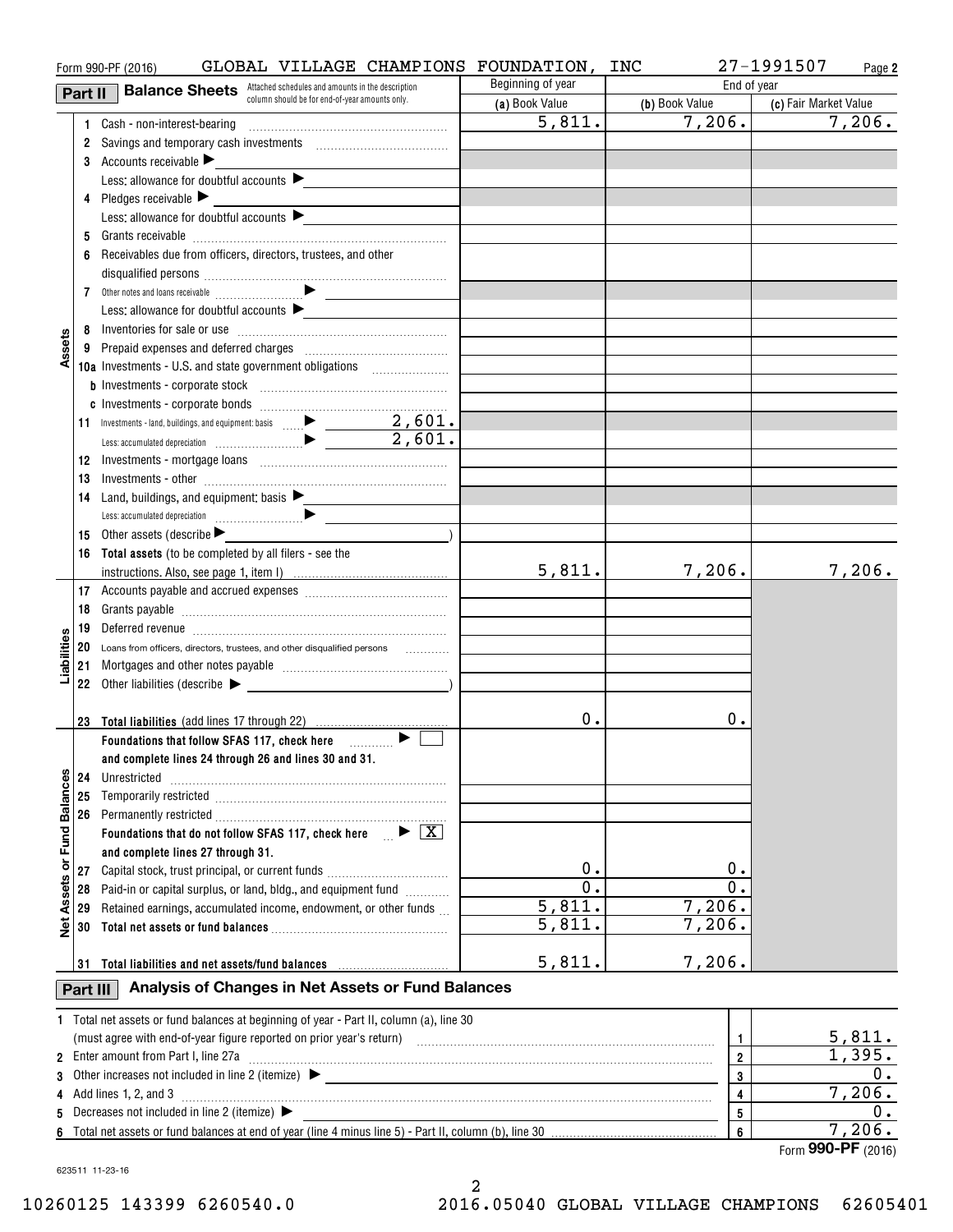Form 990-PF (2016) GLOBAL VILLAGE CHAMPIONS FOUNDATION, INC 27-1991507 Page 2

## Part II Balance Sheets

Attached schedules and amounts in the description column should be for end-of-year amounts only.

| | | Beginning of year | End of year | |
|---|---|---|---|---|
| | | (a) Book Value | (b) Book Value | (c) Fair Market Value |
| **Assets** | 1 Cash - non-interest-bearing | 5,811. | 7,206. | 7,206. |
| | 2 Savings and temporary cash investments | | | |
| | 3 Accounts receivable ▶ | | | |
| | Less: allowance for doubtful accounts ▶ | | | |
| | 4 Pledges receivable ▶ | | | |
| | Less: allowance for doubtful accounts ▶ | | | |
| | 5 Grants receivable | | | |
| | 6 Receivables due from officers, directors, trustees, and other disqualified persons | | | |
| | 7 Other notes and loans receivable ▶ | | | |
| | Less: allowance for doubtful accounts ▶ | | | |
| | 8 Inventories for sale or use | | | |
| | 9 Prepaid expenses and deferred charges | | | |
| | 10a Investments - U.S. and state government obligations | | | |
| | b Investments - corporate stock | | | |
| | c Investments - corporate bonds | | | |
| | 11 Investments - land, buildings, and equipment: basis ▶ 2,601. | | | |
| | Less: accumulated depreciation ▶ 2,601. | | | |
| | 12 Investments - mortgage loans | | | |
| | 13 Investments - other | | | |
| | 14 Land, buildings, and equipment: basis ▶ | | | |
| | Less: accumulated depreciation ▶ | | | |
| | 15 Other assets (describe ▶ ) | | | |
| | 16 **Total assets** (to be completed by all filers - see the instructions. Also, see page 1, item I) | 5,811. | 7,206. | 7,206. |
| **Liabilities** | 17 Accounts payable and accrued expenses | | | |
| | 18 Grants payable | | | |
| | 19 Deferred revenue | | | |
| | 20 Loans from officers, directors, trustees, and other disqualified persons | | | |
| | 21 Mortgages and other notes payable | | | |
| | 22 Other liabilities (describe ▶ ) | | | |
| | 23 **Total liabilities** (add lines 17 through 22) | 0. | 0. | |
| **Net Assets or Fund Balances** | **Foundations that follow SFAS 117, check here** ▶ ☐ **and complete lines 24 through 26 and lines 30 and 31.** | | | |
| | 24 Unrestricted | | | |
| | 25 Temporarily restricted | | | |
| | 26 Permanently restricted | | | |
| | **Foundations that do not follow SFAS 117, check here** ▶ [X] **and complete lines 27 through 31.** | | | |
| | 27 Capital stock, trust principal, or current funds | 0. | 0. | |
| | 28 Paid-in or capital surplus, or land, bldg., and equipment fund | 0. | 0. | |
| | 29 Retained earnings, accumulated income, endowment, or other funds | 5,811. | 7,206. | |
| | 30 **Total net assets or fund balances** | 5,811. | 7,206. | |
| | 31 **Total liabilities and net assets/fund balances** | 5,811. | 7,206. | |

## Part III Analysis of Changes in Net Assets or Fund Balances

| | | | |
|---|---|---|---|
| 1 | Total net assets or fund balances at beginning of year - Part II, column (a), line 30 (must agree with end-of-year figure reported on prior year's return) | 1 | 5,811. |
| 2 | Enter amount from Part I, line 27a | 2 | 1,395. |
| 3 | Other increases not included in line 2 (itemize) ▶ | 3 | 0. |
| 4 | Add lines 1, 2, and 3 | 4 | 7,206. |
| 5 | Decreases not included in line 2 (itemize) ▶ | 5 | 0. |
| 6 | Total net assets or fund balances at end of year (line 4 minus line 5) - Part II, column (b), line 30 | 6 | 7,206. |

Form **990-PF** (2016)

623511 11-23-16

10260125 143399 6260540.0 2016.05040 GLOBAL VILLAGE CHAMPIONS 62605401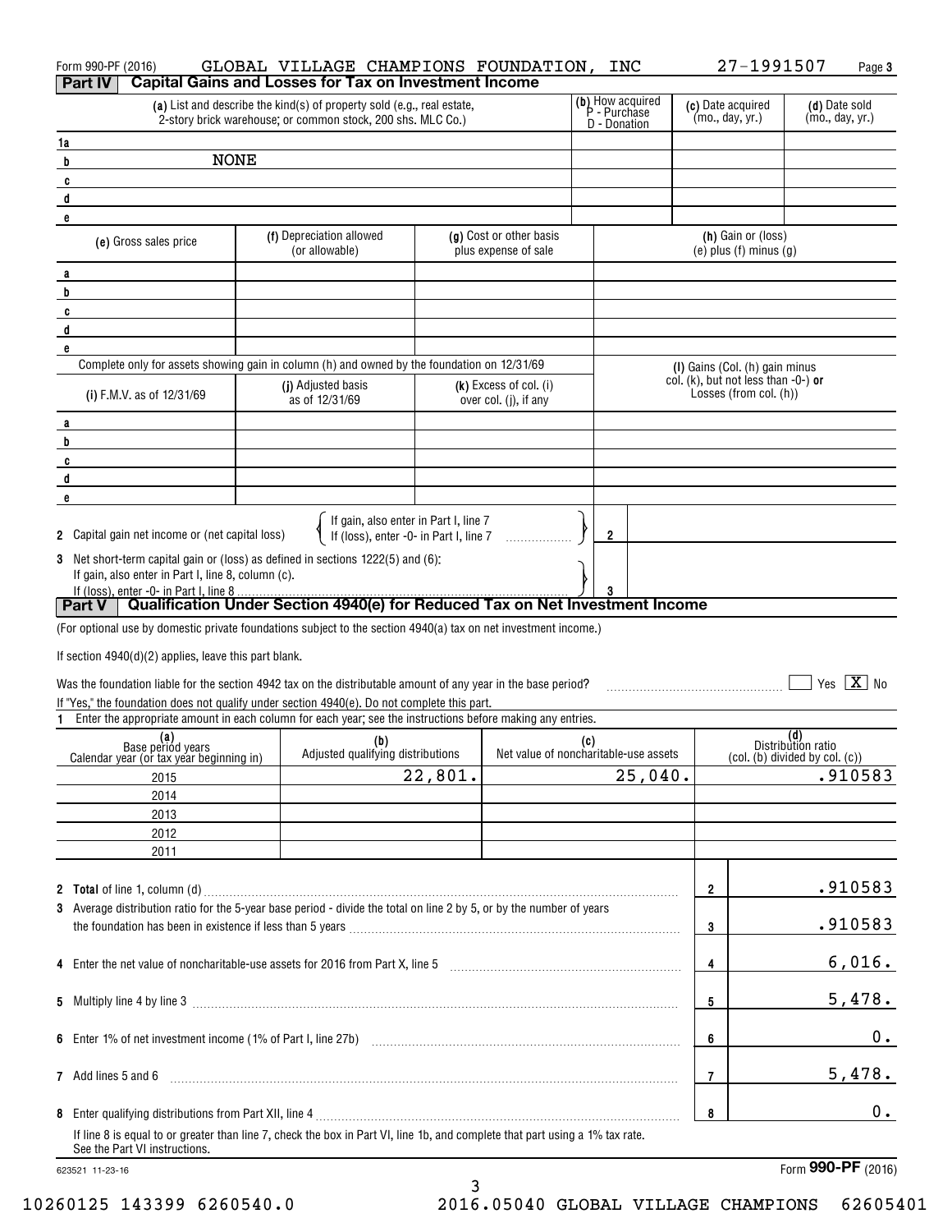Form 990-PF (2016) GLOBAL VILLAGE CHAMPIONS FOUNDATION, INC 27-1991507 Page 3

## Part IV Capital Gains and Losses for Tax on Investment Income

| | (a) List and describe the kind(s) of property sold (e.g., real estate, 2-story brick warehouse; or common stock, 200 shs. MLC Co.) | (b) How acquired P - Purchase D - Donation | (c) Date acquired (mo., day, yr.) | (d) Date sold (mo., day, yr.) |
|---|---|---|---|---|
| 1a | | | | |
| b | NONE | | | |
| c | | | | |
| d | | | | |
| e | | | | |

| | (e) Gross sales price | (f) Depreciation allowed (or allowable) | (g) Cost or other basis plus expense of sale | (h) Gain or (loss) (e) plus (f) minus (g) |
|---|---|---|---|---|
| a | | | | |
| b | | | | |
| c | | | | |
| d | | | | |
| e | | | | |

Complete only for assets showing gain in column (h) and owned by the foundation on 12/31/69

| | (i) F.M.V. as of 12/31/69 | (j) Adjusted basis as of 12/31/69 | (k) Excess of col. (i) over col. (j), if any | (l) Gains (Col. (h) gain minus col. (k), but not less than -0-) **or** Losses (from col. (h)) |
|---|---|---|---|---|
| a | | | | |
| b | | | | |
| c | | | | |
| d | | | | |
| e | | | | |

2 Capital gain net income or (net capital loss) { If gain, also enter in Part I, line 7; If (loss), enter -0- in Part I, line 7 } 2

3 Net short-term capital gain or (loss) as defined in sections 1222(5) and (6): If gain, also enter in Part I, line 8, column (c). If (loss), enter -0- in Part I, line 8 } 3

## Part V Qualification Under Section 4940(e) for Reduced Tax on Net Investment Income

(For optional use by domestic private foundations subject to the section 4940(a) tax on net investment income.)

If section 4940(d)(2) applies, leave this part blank.

Was the foundation liable for the section 4942 tax on the distributable amount of any year in the base period? ☐ Yes ☒ No

If "Yes," the foundation does not qualify under section 4940(e). Do not complete this part.

1 Enter the appropriate amount in each column for each year; see the instructions before making any entries.

| (a) Base period years Calendar year (or tax year beginning in) | (b) Adjusted qualifying distributions | (c) Net value of noncharitable-use assets | (d) Distribution ratio (col. (b) divided by col. (c)) |
|---|---|---|---|
| 2015 | 22,801. | 25,040. | .910583 |
| 2014 | | | |
| 2013 | | | |
| 2012 | | | |
| 2011 | | | |

| | | | |
|---|---|---|---|
| 2 | **Total** of line 1, column (d) | 2 | .910583 |
| 3 | Average distribution ratio for the 5-year base period - divide the total on line 2 by 5, or by the number of years the foundation has been in existence if less than 5 years | 3 | .910583 |
| 4 | Enter the net value of noncharitable-use assets for 2016 from Part X, line 5 | 4 | 6,016. |
| 5 | Multiply line 4 by line 3 | 5 | 5,478. |
| 6 | Enter 1% of net investment income (1% of Part I, line 27b) | 6 | 0. |
| 7 | Add lines 5 and 6 | 7 | 5,478. |
| 8 | Enter qualifying distributions from Part XII, line 4 | 8 | 0. |

If line 8 is equal to or greater than line 7, check the box in Part VI, line 1b, and complete that part using a 1% tax rate. See the Part VI instructions.

623521 11-23-16 Form **990-PF** (2016)

10260125 143399 6260540.0 2016.05040 GLOBAL VILLAGE CHAMPIONS 62605401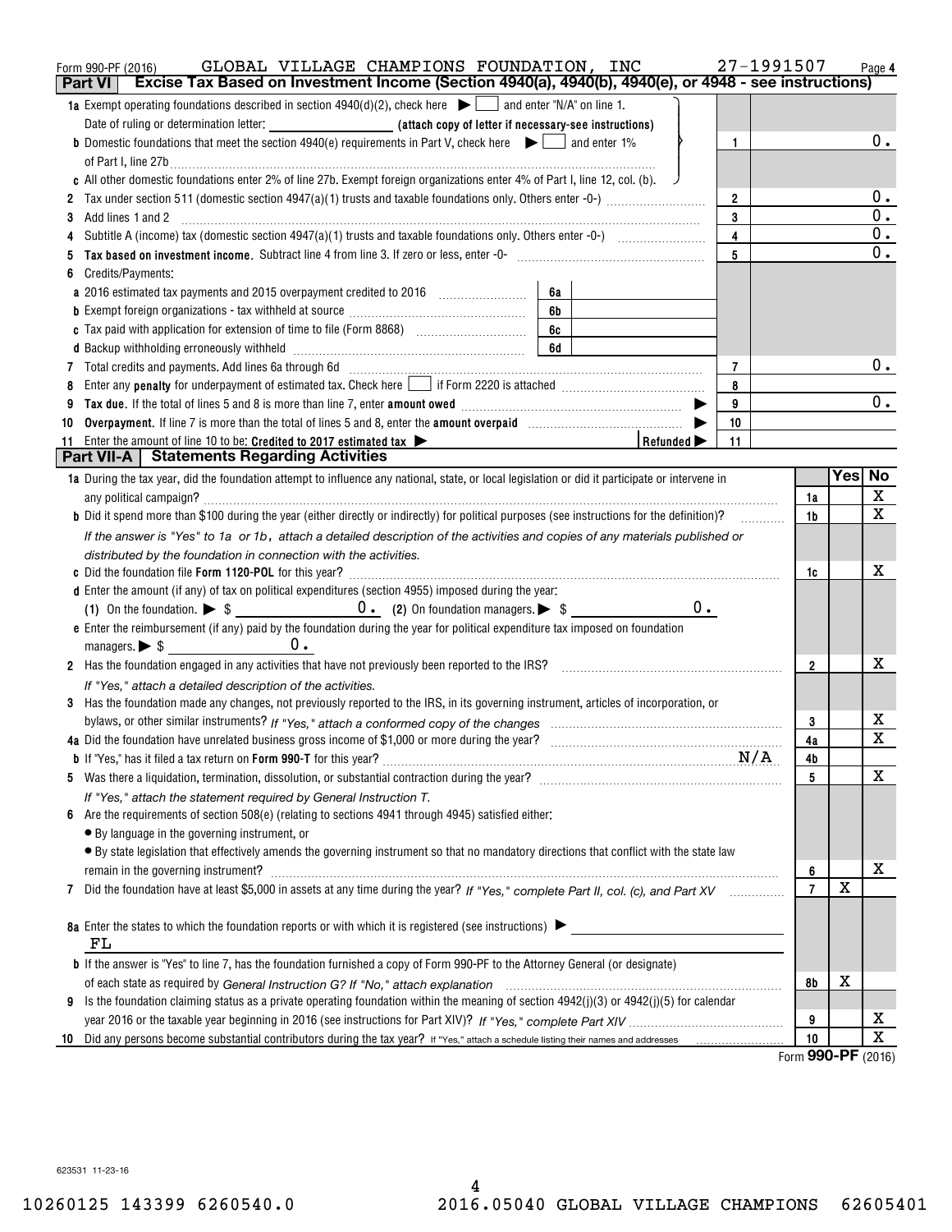Form 990-PF (2016) GLOBAL VILLAGE CHAMPIONS FOUNDATION, INC 27-1991507

## Part VI Excise Tax Based on Investment Income (Section 4940(a), 4940(b), 4940(e), or 4948 - see instructions)

| | | | |
|---|---|---|---|
| **1a** Exempt operating foundations described in section 4940(d)(2), check here ▶ ☐ and enter "N/A" on line 1. Date of ruling or determination letter: ______ (attach copy of letter if necessary-see instructions) | | | |
| **b** Domestic foundations that meet the section 4940(e) requirements in Part V, check here ▶ ☐ and enter 1% of Part I, line 27b | | 1 | 0. |
| **c** All other domestic foundations enter 2% of line 27b. Exempt foreign organizations enter 4% of Part I, line 12, col. (b). | | | |
| **2** Tax under section 511 (domestic section 4947(a)(1) trusts and taxable foundations only. Others enter -0-) | | 2 | 0. |
| **3** Add lines 1 and 2 | | 3 | 0. |
| **4** Subtitle A (income) tax (domestic section 4947(a)(1) trusts and taxable foundations only. Others enter -0-) | | 4 | 0. |
| **5** **Tax based on investment income.** Subtract line 4 from line 3. If zero or less, enter -0- | | 5 | 0. |
| **6** Credits/Payments: | | | |
| **a** 2016 estimated tax payments and 2015 overpayment credited to 2016 | 6a | | |
| **b** Exempt foreign organizations - tax withheld at source | 6b | | |
| **c** Tax paid with application for extension of time to file (Form 8868) | 6c | | |
| **d** Backup withholding erroneously withheld | 6d | | |
| **7** Total credits and payments. Add lines 6a through 6d | | 7 | 0. |
| **8** Enter any **penalty** for underpayment of estimated tax. Check here ☐ if Form 2220 is attached | | 8 | |
| **9** **Tax due.** If the total of lines 5 and 8 is more than line 7, enter **amount owed** ▶ | | 9 | 0. |
| **10** **Overpayment.** If line 7 is more than the total of lines 5 and 8, enter the **amount overpaid** ▶ | | 10 | |
| **11** Enter the amount of line 10 to be: **Credited to 2017 estimated tax** ▶ | Refunded ▶ | 11 | |

## Part VII-A Statements Regarding Activities

| | | Yes | No |
|---|---|---|---|
| **1a** During the tax year, did the foundation attempt to influence any national, state, or local legislation or did it participate or intervene in any political campaign? | 1a | | X |
| **b** Did it spend more than $100 during the year (either directly or indirectly) for political purposes (see instructions for the definition)? | 1b | | X |
| *If the answer is "Yes" to 1a or 1b, attach a detailed description of the activities and copies of any materials published or distributed by the foundation in connection with the activities.* | | | |
| **c** Did the foundation file **Form 1120-POL** for this year? | 1c | | X |
| **d** Enter the amount (if any) of tax on political expenditures (section 4955) imposed during the year: (1) On the foundation. ▶ $ 0. (2) On foundation managers. ▶ $ 0. | | | |
| **e** Enter the reimbursement (if any) paid by the foundation during the year for political expenditure tax imposed on foundation managers. ▶ $ 0. | | | |
| **2** Has the foundation engaged in any activities that have not previously been reported to the IRS? *If "Yes," attach a detailed description of the activities.* | 2 | | X |
| **3** Has the foundation made any changes, not previously reported to the IRS, in its governing instrument, articles of incorporation, or bylaws, or other similar instruments? *If "Yes," attach a conformed copy of the changes* | 3 | | X |
| **4a** Did the foundation have unrelated business gross income of $1,000 or more during the year? | 4a | | X |
| **b** If "Yes," has it filed a tax return on **Form 990-T** for this year? N/A | 4b | | |
| **5** Was there a liquidation, termination, dissolution, or substantial contraction during the year? *If "Yes," attach the statement required by General Instruction T.* | 5 | | X |
| **6** Are the requirements of section 508(e) (relating to sections 4941 through 4945) satisfied either: • By language in the governing instrument, or • By state legislation that effectively amends the governing instrument so that no mandatory directions that conflict with the state law remain in the governing instrument? | 6 | | X |
| **7** Did the foundation have at least $5,000 in assets at any time during the year? *If "Yes," complete Part II, col. (c), and Part XV* | 7 | X | |
| **8a** Enter the states to which the foundation reports or with which it is registered (see instructions) ▶ FL | | | |
| **b** If the answer is "Yes" to line 7, has the foundation furnished a copy of Form 990-PF to the Attorney General (or designate) of each state as required by *General Instruction G? If "No," attach explanation* | 8b | X | |
| **9** Is the foundation claiming status as a private operating foundation within the meaning of section 4942(j)(3) or 4942(j)(5) for calendar year 2016 or the taxable year beginning in 2016 (see instructions for Part XIV)? *If "Yes," complete Part XIV* | 9 | | X |
| **10** Did any persons become substantial contributors during the tax year? If "Yes," attach a schedule listing their names and addresses | 10 | | X |

Form **990-PF** (2016)

623531 11-23-16

10260125 143399 6260540.0 2016.05040 GLOBAL VILLAGE CHAMPIONS 62605401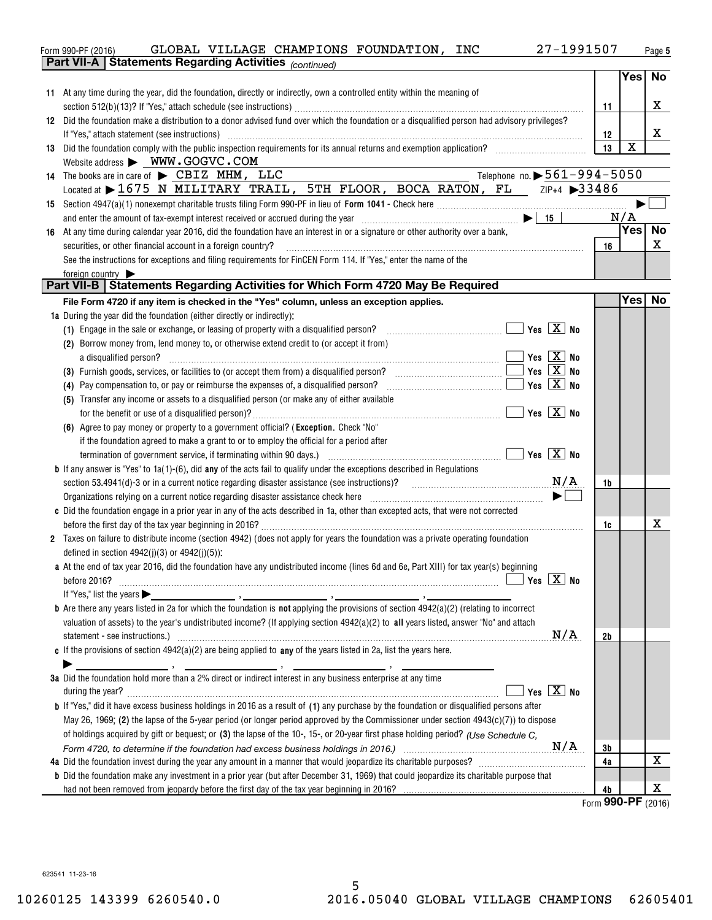Form 990-PF (2016) GLOBAL VILLAGE CHAMPIONS FOUNDATION, INC 27-1991507

## Part VII-A Statements Regarding Activities *(continued)*

| | | | Yes | No |
|---|---|---|---|---|
| 11 | At any time during the year, did the foundation, directly or indirectly, own a controlled entity within the meaning of section 512(b)(13)? If "Yes," attach schedule (see instructions) | 11 | | X |
| 12 | Did the foundation make a distribution to a donor advised fund over which the foundation or a disqualified person had advisory privileges? If "Yes," attach statement (see instructions) | 12 | | X |
| 13 | Did the foundation comply with the public inspection requirements for its annual returns and exemption application? | 13 | X | |

Website address ▶ WWW.GOGVC.COM

14 The books are in care of ▶ CBIZ MHM, LLC Telephone no. ▶ 561-994-5050

Located at ▶ 1675 N MILITARY TRAIL, 5TH FLOOR, BOCA RATON, FL ZIP+4 ▶ 33486

15 Section 4947(a)(1) nonexempt charitable trusts filing Form 990-PF in lieu of **Form 1041** - Check here ▶ ☐

and enter the amount of tax-exempt interest received or accrued during the year ▶ 15 N/A

| | | | Yes | No |
|---|---|---|---|---|
| 16 | At any time during calendar year 2016, did the foundation have an interest in or a signature or other authority over a bank, securities, or other financial account in a foreign country? | 16 | | X |

See the instructions for exceptions and filing requirements for FinCEN Form 114. If "Yes," enter the name of the foreign country ▶

## Part VII-B Statements Regarding Activities for Which Form 4720 May Be Required

**File Form 4720 if any item is checked in the "Yes" column, unless an exception applies.**

**1a** During the year did the foundation (either directly or indirectly):

(1) Engage in the sale or exchange, or leasing of property with a disqualified person? ☐ Yes ☒ No

(2) Borrow money from, lend money to, or otherwise extend credit to (or accept it from) a disqualified person? ☐ Yes ☒ No

(3) Furnish goods, services, or facilities to (or accept them from) a disqualified person? ☐ Yes ☒ No

(4) Pay compensation to, or pay or reimburse the expenses of, a disqualified person? ☐ Yes ☒ No

(5) Transfer any income or assets to a disqualified person (or make any of either available for the benefit or use of a disqualified person)? ☐ Yes ☒ No

(6) Agree to pay money or property to a government official? (**Exception**. Check "No" if the foundation agreed to make a grant to or to employ the official for a period after termination of government service, if terminating within 90 days.) ☐ Yes ☒ No

| | | | Yes | No |
|---|---|---|---|---|
| **b** | If any answer is "Yes" to 1a(1)-(6), did **any** of the acts fail to qualify under the exceptions described in Regulations section 53.4941(d)-3 or in a current notice regarding disaster assistance (see instructions)? N/A | 1b | | |
| | Organizations relying on a current notice regarding disaster assistance check here ▶ ☐ | | | |
| **c** | Did the foundation engage in a prior year in any of the acts described in 1a, other than excepted acts, that were not corrected before the first day of the tax year beginning in 2016? | 1c | | X |

**2** Taxes on failure to distribute income (section 4942) (does not apply for years the foundation was a private operating foundation defined in section 4942(j)(3) or 4942(j)(5)):

**a** At the end of tax year 2016, did the foundation have any undistributed income (lines 6d and 6e, Part XIII) for tax year(s) beginning before 2016? ☐ Yes ☒ No

If "Yes," list the years ▶ \_\_\_\_, \_\_\_\_, \_\_\_\_, \_\_\_\_

| | | | Yes | No |
|---|---|---|---|---|
| **b** | Are there any years listed in 2a for which the foundation is **not** applying the provisions of section 4942(a)(2) (relating to incorrect valuation of assets) to the year's undistributed income? (If applying section 4942(a)(2) to **all** years listed, answer "No" and attach statement - see instructions.) N/A | 2b | | |

**c** If the provisions of section 4942(a)(2) are being applied to **any** of the years listed in 2a, list the years here.

▶ \_\_\_\_, \_\_\_\_, \_\_\_\_, \_\_\_\_

**3a** Did the foundation hold more than a 2% direct or indirect interest in any business enterprise at any time during the year? ☐ Yes ☒ No

| | | | Yes | No |
|---|---|---|---|---|
| **b** | If "Yes," did it have excess business holdings in 2016 as a result of **(1)** any purchase by the foundation or disqualified persons after May 26, 1969; **(2)** the lapse of the 5-year period (or longer period approved by the Commissioner under section 4943(c)(7)) to dispose of holdings acquired by gift or bequest; or **(3)** the lapse of the 10-, 15-, or 20-year first phase holding period? *(Use Schedule C, Form 4720, to determine if the foundation had excess business holdings in 2016.)* N/A | 3b | | |
| **4a** | Did the foundation invest during the year any amount in a manner that would jeopardize its charitable purposes? | 4a | | X |
| **b** | Did the foundation make any investment in a prior year (but after December 31, 1969) that could jeopardize its charitable purpose that had not been removed from jeopardy before the first day of the tax year beginning in 2016? | 4b | | X |

Form **990-PF** (2016)

623541 11-23-16

10260125 143399 6260540.0 2016.05040 GLOBAL VILLAGE CHAMPIONS 62605401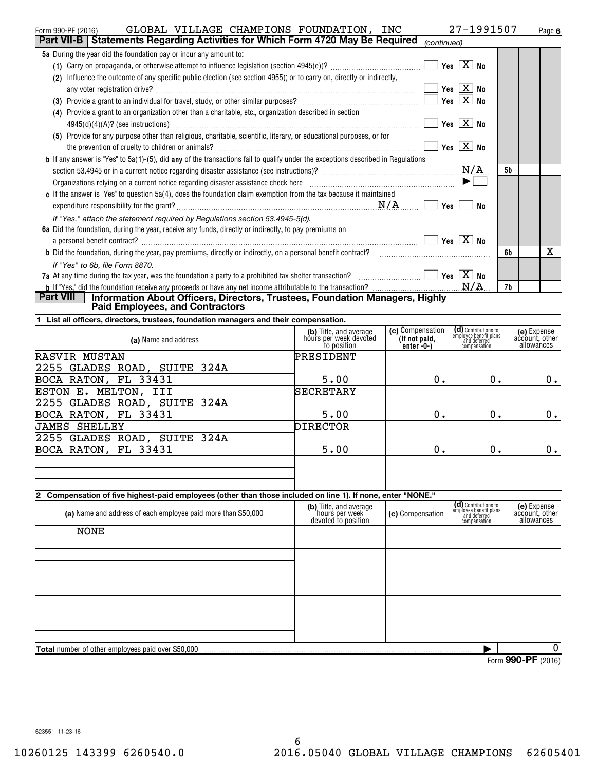Form 990-PF (2016) GLOBAL VILLAGE CHAMPIONS FOUNDATION, INC 27-1991507

## Part VII-B | Statements Regarding Activities for Which Form 4720 May Be Required *(continued)*

**5a** During the year did the foundation pay or incur any amount to:

(1) Carry on propaganda, or otherwise attempt to influence legislation (section 4945(e))? ☐ Yes ☒ No

(2) Influence the outcome of any specific public election (see section 4955); or to carry on, directly or indirectly, any voter registration drive? ☐ Yes ☒ No

(3) Provide a grant to an individual for travel, study, or other similar purposes? ☐ Yes ☒ No

(4) Provide a grant to an organization other than a charitable, etc., organization described in section 4945(d)(4)(A)? (see instructions) ☐ Yes ☒ No

(5) Provide for any purpose other than religious, charitable, scientific, literary, or educational purposes, or for the prevention of cruelty to children or animals? ☐ Yes ☒ No

**b** If any answer is "Yes" to 5a(1)-(5), did **any** of the transactions fail to qualify under the exceptions described in Regulations section 53.4945 or in a current notice regarding disaster assistance (see instructions)? N/A — **5b**

Organizations relying on a current notice regarding disaster assistance check here ▶ ☐

**c** If the answer is "Yes" to question 5a(4), does the foundation claim exemption from the tax because it maintained expenditure responsibility for the grant? N/A ☐ Yes ☐ No

*If "Yes," attach the statement required by Regulations section 53.4945-5(d).*

**6a** Did the foundation, during the year, receive any funds, directly or indirectly, to pay premiums on a personal benefit contract? ☐ Yes ☒ No

**b** Did the foundation, during the year, pay premiums, directly or indirectly, on a personal benefit contract? **6b** No: X

*If "Yes" to 6b, file Form 8870.*

**7a** At any time during the tax year, was the foundation a party to a prohibited tax shelter transaction? ☐ Yes ☒ No

**b** If "Yes," did the foundation receive any proceeds or have any net income attributable to the transaction? N/A — **7b**

## Part VIII | Information About Officers, Directors, Trustees, Foundation Managers, Highly Paid Employees, and Contractors

**1 List all officers, directors, trustees, foundation managers and their compensation.**

| (a) Name and address | (b) Title, and average hours per week devoted to position | (c) Compensation (If not paid, enter -0-) | (d) Contributions to employee benefit plans and deferred compensation | (e) Expense account, other allowances |
|---|---|---|---|---|
| RASVIR MUSTAN<br>2255 GLADES ROAD, SUITE 324A<br>BOCA RATON, FL 33431 | PRESIDENT<br>5.00 | 0. | 0. | 0. |
| ESTON E. MELTON, III<br>2255 GLADES ROAD, SUITE 324A<br>BOCA RATON, FL 33431 | SECRETARY<br>5.00 | 0. | 0. | 0. |
| JAMES SHELLEY<br>2255 GLADES ROAD, SUITE 324A<br>BOCA RATON, FL 33431 | DIRECTOR<br>5.00 | 0. | 0. | 0. |

**2 Compensation of five highest-paid employees (other than those included on line 1). If none, enter "NONE."**

| (a) Name and address of each employee paid more than $50,000 | (b) Title, and average hours per week devoted to position | (c) Compensation | (d) Contributions to employee benefit plans and deferred compensation | (e) Expense account, other allowances |
|---|---|---|---|---|
| NONE | | | | |

**Total** number of other employees paid over $50,000 ▶ 0

Form **990-PF** (2016)

623551 11-23-16

10260125 143399 6260540.0 2016.05040 GLOBAL VILLAGE CHAMPIONS 62605401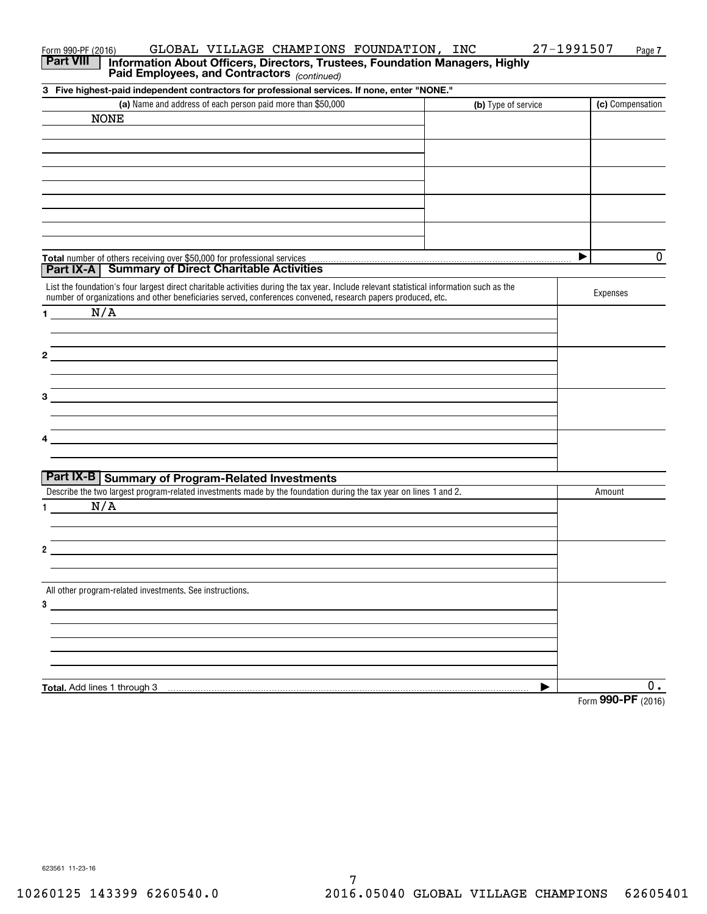Form 990-PF (2016) GLOBAL VILLAGE CHAMPIONS FOUNDATION, INC 27-1991507

## Part VIII Information About Officers, Directors, Trustees, Foundation Managers, Highly Paid Employees, and Contractors *(continued)*

**3 Five highest-paid independent contractors for professional services. If none, enter "NONE."**

| (a) Name and address of each person paid more than $50,000 | (b) Type of service | (c) Compensation |
|---|---|---|
| NONE | | |
| | | |
| | | |
| | | |
| | | |

**Total** number of others receiving over $50,000 for professional services ▶ 0

## Part IX-A Summary of Direct Charitable Activities

| List the foundation's four largest direct charitable activities during the tax year. Include relevant statistical information such as the number of organizations and other beneficiaries served, conferences convened, research papers produced, etc. | Expenses |
|---|---|
| 1 N/A | |
| 2 | |
| 3 | |
| 4 | |

## Part IX-B Summary of Program-Related Investments

| Describe the two largest program-related investments made by the foundation during the tax year on lines 1 and 2. | Amount |
|---|---|
| 1 N/A | |
| 2 | |
| All other program-related investments. See instructions. | |
| 3 | |
| **Total.** Add lines 1 through 3 ▶ | 0. |

Form **990-PF** (2016)

623561 11-23-16

10260125 143399 6260540.0 2016.05040 GLOBAL VILLAGE CHAMPIONS 62605401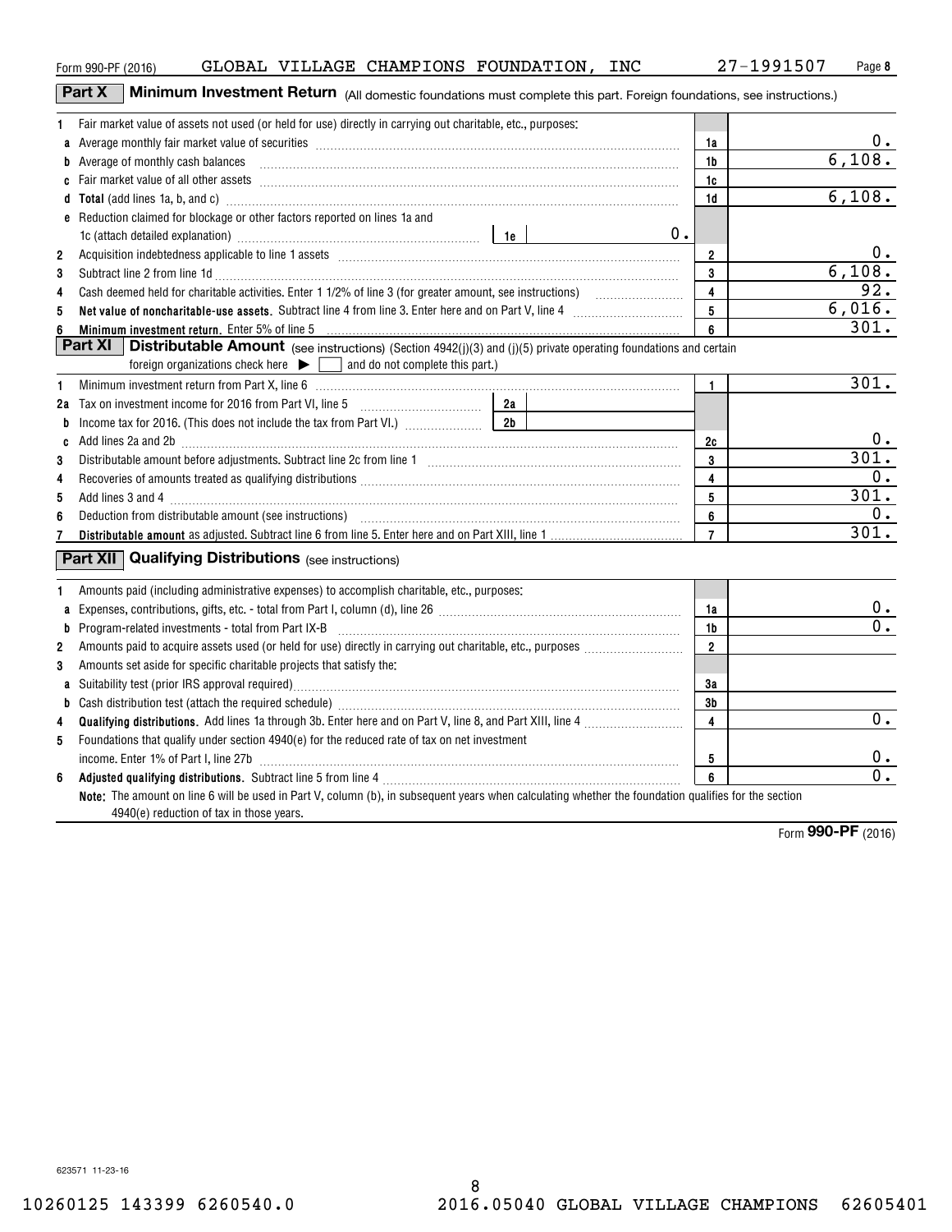Form 990-PF (2016) GLOBAL VILLAGE CHAMPIONS FOUNDATION, INC 27-1991507 Page 8

## Part X Minimum Investment Return (All domestic foundations must complete this part. Foreign foundations, see instructions.)

| | | | |
|---|---|---|---|
| 1 | Fair market value of assets not used (or held for use) directly in carrying out charitable, etc., purposes: | | |
| a | Average monthly fair market value of securities | 1a | 0. |
| b | Average of monthly cash balances | 1b | 6,108. |
| c | Fair market value of all other assets | 1c | |
| d | **Total** (add lines 1a, b, and c) | 1d | 6,108. |
| e | Reduction claimed for blockage or other factors reported on lines 1a and 1c (attach detailed explanation) — 1e: 0. | | |
| 2 | Acquisition indebtedness applicable to line 1 assets | 2 | 0. |
| 3 | Subtract line 2 from line 1d | 3 | 6,108. |
| 4 | Cash deemed held for charitable activities. Enter 1 1/2% of line 3 (for greater amount, see instructions) | 4 | 92. |
| 5 | **Net value of noncharitable-use assets**. Subtract line 4 from line 3. Enter here and on Part V, line 4 | 5 | 6,016. |
| 6 | **Minimum investment return.** Enter 5% of line 5 | 6 | 301. |

## Part XI Distributable Amount (see instructions) (Section 4942(j)(3) and (j)(5) private operating foundations and certain foreign organizations check here ▶ ☐ and do not complete this part.)

| | | | |
|---|---|---|---|
| 1 | Minimum investment return from Part X, line 6 | 1 | 301. |
| 2a | Tax on investment income for 2016 from Part VI, line 5 — 2a | | |
| b | Income tax for 2016. (This does not include the tax from Part VI.) — 2b | | |
| c | Add lines 2a and 2b | 2c | 0. |
| 3 | Distributable amount before adjustments. Subtract line 2c from line 1 | 3 | 301. |
| 4 | Recoveries of amounts treated as qualifying distributions | 4 | 0. |
| 5 | Add lines 3 and 4 | 5 | 301. |
| 6 | Deduction from distributable amount (see instructions) | 6 | 0. |
| 7 | **Distributable amount** as adjusted. Subtract line 6 from line 5. Enter here and on Part XIII, line 1 | 7 | 301. |

## Part XII Qualifying Distributions (see instructions)

| | | | |
|---|---|---|---|
| 1 | Amounts paid (including administrative expenses) to accomplish charitable, etc., purposes: | | |
| a | Expenses, contributions, gifts, etc. - total from Part I, column (d), line 26 | 1a | 0. |
| b | Program-related investments - total from Part IX-B | 1b | 0. |
| 2 | Amounts paid to acquire assets used (or held for use) directly in carrying out charitable, etc., purposes | 2 | |
| 3 | Amounts set aside for specific charitable projects that satisfy the: | | |
| a | Suitability test (prior IRS approval required) | 3a | |
| b | Cash distribution test (attach the required schedule) | 3b | |
| 4 | **Qualifying distributions**. Add lines 1a through 3b. Enter here and on Part V, line 8, and Part XIII, line 4 | 4 | 0. |
| 5 | Foundations that qualify under section 4940(e) for the reduced rate of tax on net investment income. Enter 1% of Part I, line 27b | 5 | 0. |
| 6 | **Adjusted qualifying distributions**. Subtract line 5 from line 4 | 6 | 0. |

**Note:** The amount on line 6 will be used in Part V, column (b), in subsequent years when calculating whether the foundation qualifies for the section 4940(e) reduction of tax in those years.

Form **990-PF** (2016)

623571 11-23-16

10260125 143399 6260540.0 2016.05040 GLOBAL VILLAGE CHAMPIONS 62605401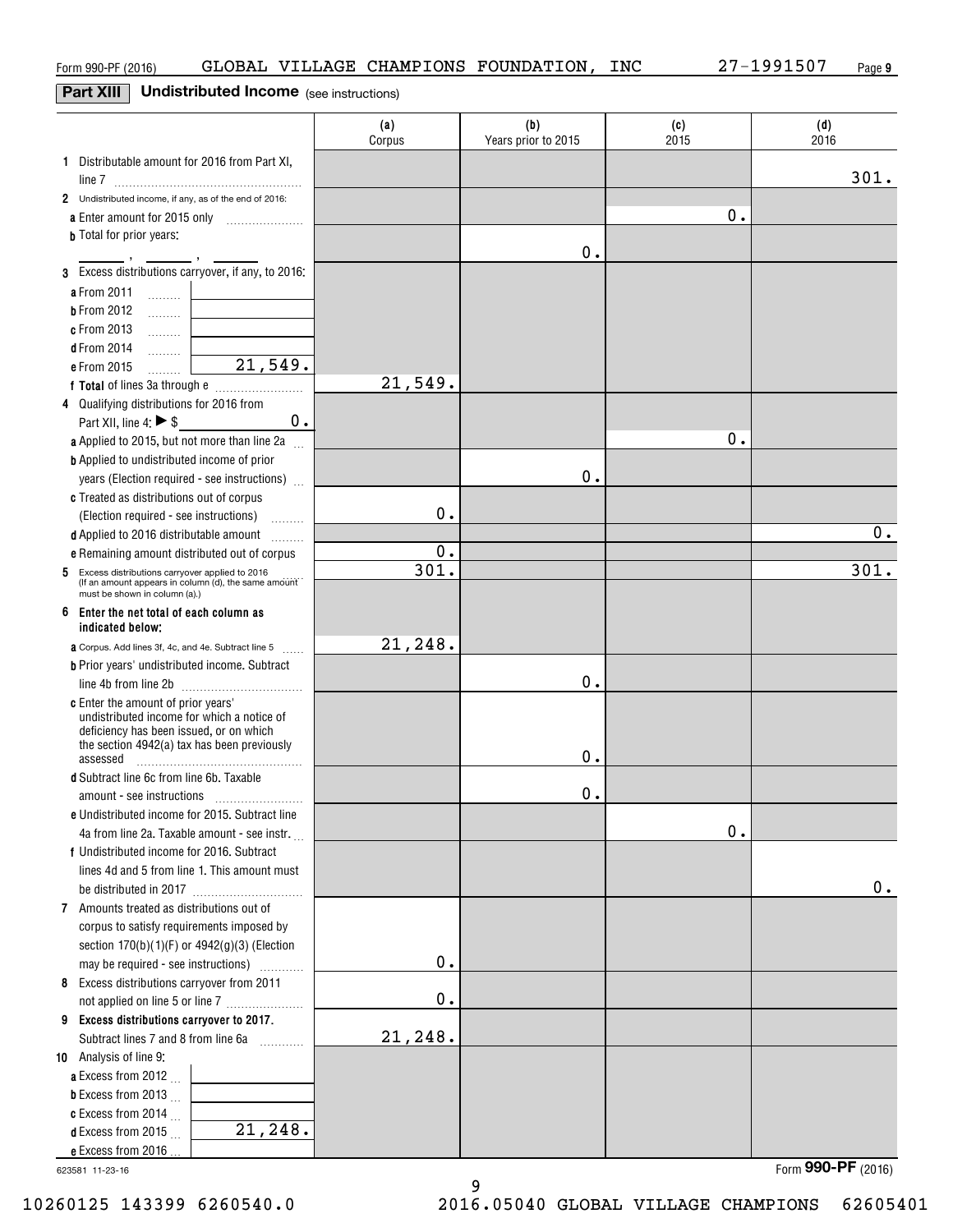Form 990-PF (2016) GLOBAL VILLAGE CHAMPIONS FOUNDATION, INC 27-1991507

## Part XIII Undistributed Income (see instructions)

| | (a) Corpus | (b) Years prior to 2015 | (c) 2015 | (d) 2016 |
|---|---|---|---|---|
| **1** Distributable amount for 2016 from Part XI, line 7 | | | | 301. |
| **2** Undistributed income, if any, as of the end of 2016: | | | | |
| **a** Enter amount for 2015 only | | | 0. | |
| **b** Total for prior years: ____ , ____ , ____ | | 0. | | |
| **3** Excess distributions carryover, if any, to 2016: | | | | |
| **a** From 2011 | | | | |
| **b** From 2012 | | | | |
| **c** From 2013 | | | | |
| **d** From 2014 | | | | |
| **e** From 2015 — 21,549. | | | | |
| **f Total** of lines 3a through e | 21,549. | | | |
| **4** Qualifying distributions for 2016 from Part XII, line 4: ▶ $ 0. | | | | |
| **a** Applied to 2015, but not more than line 2a | | | 0. | |
| **b** Applied to undistributed income of prior years (Election required - see instructions) | | 0. | | |
| **c** Treated as distributions out of corpus (Election required - see instructions) | 0. | | | |
| **d** Applied to 2016 distributable amount | | | | 0. |
| **e** Remaining amount distributed out of corpus | 0. | | | |
| **5** Excess distributions carryover applied to 2016 (If an amount appears in column (d), the same amount must be shown in column (a).) | 301. | | | 301. |
| **6 Enter the net total of each column as indicated below:** | | | | |
| **a** Corpus. Add lines 3f, 4c, and 4e. Subtract line 5 | 21,248. | | | |
| **b** Prior years' undistributed income. Subtract line 4b from line 2b | | 0. | | |
| **c** Enter the amount of prior years' undistributed income for which a notice of deficiency has been issued, or on which the section 4942(a) tax has been previously assessed | | 0. | | |
| **d** Subtract line 6c from line 6b. Taxable amount - see instructions | | 0. | | |
| **e** Undistributed income for 2015. Subtract line 4a from line 2a. Taxable amount - see instr. | | | 0. | |
| **f** Undistributed income for 2016. Subtract lines 4d and 5 from line 1. This amount must be distributed in 2017 | | | | 0. |
| **7** Amounts treated as distributions out of corpus to satisfy requirements imposed by section 170(b)(1)(F) or 4942(g)(3) (Election may be required - see instructions) | 0. | | | |
| **8** Excess distributions carryover from 2011 not applied on line 5 or line 7 | 0. | | | |
| **9 Excess distributions carryover to 2017.** Subtract lines 7 and 8 from line 6a | 21,248. | | | |
| **10** Analysis of line 9: | | | | |
| **a** Excess from 2012 | | | | |
| **b** Excess from 2013 | | | | |
| **c** Excess from 2014 | | | | |
| **d** Excess from 2015 — 21,248. | | | | |
| **e** Excess from 2016 | | | | |

623581 11-23-16

Form **990-PF** (2016)

10260125 143399 6260540.0 2016.05040 GLOBAL VILLAGE CHAMPIONS 62605401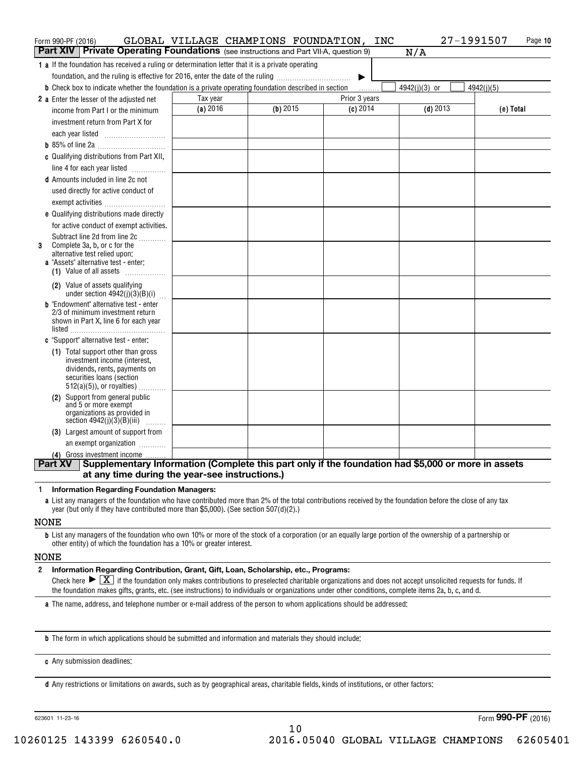Form 990-PF (2016) GLOBAL VILLAGE CHAMPIONS FOUNDATION, INC 27-1991507

## Part XIV Private Operating Foundations (see instructions and Part VII-A, question 9) N/A

**1 a** If the foundation has received a ruling or determination letter that it is a private operating foundation, and the ruling is effective for 2016, enter the date of the ruling ▶

**b** Check box to indicate whether the foundation is a private operating foundation described in section ☐ 4942(j)(3) or ☐ 4942(j)(5)

| | Tax year | Prior 3 years | | | |
|---|---|---|---|---|---|
| | (a) 2016 | (b) 2015 | (c) 2014 | (d) 2013 | (e) Total |
| **2 a** Enter the lesser of the adjusted net income from Part I or the minimum investment return from Part X for each year listed | | | | | |
| **b** 85% of line 2a | | | | | |
| **c** Qualifying distributions from Part XII, line 4 for each year listed | | | | | |
| **d** Amounts included in line 2c not used directly for active conduct of exempt activities | | | | | |
| **e** Qualifying distributions made directly for active conduct of exempt activities. Subtract line 2d from line 2c | | | | | |
| **3** Complete 3a, b, or c for the alternative test relied upon: **a** "Assets" alternative test - enter: **(1)** Value of all assets | | | | | |
| **(2)** Value of assets qualifying under section 4942(j)(3)(B)(i) | | | | | |
| **b** "Endowment" alternative test - enter 2/3 of minimum investment return shown in Part X, line 6 for each year listed | | | | | |
| **c** "Support" alternative test - enter: **(1)** Total support other than gross investment income (interest, dividends, rents, payments on securities loans (section 512(a)(5)), or royalties) | | | | | |
| **(2)** Support from general public and 5 or more exempt organizations as provided in section 4942(j)(3)(B)(iii) | | | | | |
| **(3)** Largest amount of support from an exempt organization | | | | | |
| **(4)** Gross investment income | | | | | |

## Part XV Supplementary Information (Complete this part only if the foundation had $5,000 or more in assets at any time during the year-see instructions.)

**1 Information Regarding Foundation Managers:**

**a** List any managers of the foundation who have contributed more than 2% of the total contributions received by the foundation before the close of any tax year (but only if they have contributed more than $5,000). (See section 507(d)(2).)

NONE

**b** List any managers of the foundation who own 10% or more of the stock of a corporation (or an equally large portion of the ownership of a partnership or other entity) of which the foundation has a 10% or greater interest.

NONE

**2 Information Regarding Contribution, Grant, Gift, Loan, Scholarship, etc., Programs:**

Check here ▶ ☒ if the foundation only makes contributions to preselected charitable organizations and does not accept unsolicited requests for funds. If the foundation makes gifts, grants, etc. (see instructions) to individuals or organizations under other conditions, complete items 2a, b, c, and d.

**a** The name, address, and telephone number or e-mail address of the person to whom applications should be addressed:

**b** The form in which applications should be submitted and information and materials they should include:

**c** Any submission deadlines:

**d** Any restrictions or limitations on awards, such as by geographical areas, charitable fields, kinds of institutions, or other factors:

623601 11-23-16 Form **990-PF** (2016)

10260125 143399 6260540.0 2016.05040 GLOBAL VILLAGE CHAMPIONS 62605401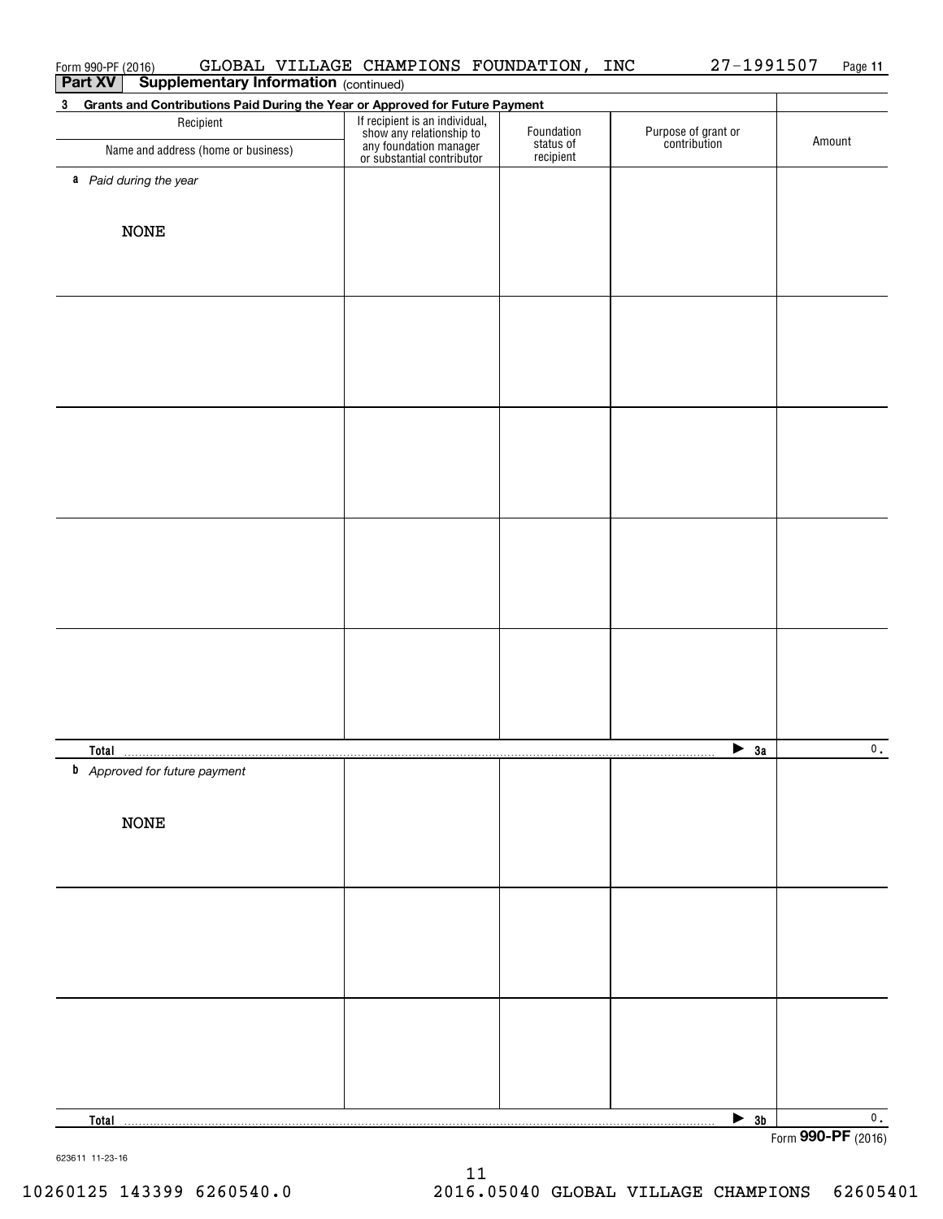Form 990-PF (2016) GLOBAL VILLAGE CHAMPIONS FOUNDATION, INC 27-1991507

**Part XV Supplementary Information** (continued)

**3 Grants and Contributions Paid During the Year or Approved for Future Payment**

| Recipient<br>Name and address (home or business) | If recipient is an individual, show any relationship to any foundation manager or substantial contributor | Foundation status of recipient | Purpose of grant or contribution | Amount |
|---|---|---|---|---|
| *a Paid during the year* | | | | |
| NONE | | | | |
| | | | | |
| **Total** | | | ▶ **3a** | 0. |
| *b Approved for future payment* | | | | |
| NONE | | | | |
| | | | | |
| **Total** | | | ▶ **3b** | 0. |

Form **990-PF** (2016)

623611 11-23-16

10260125 143399 6260540.0 2016.05040 GLOBAL VILLAGE CHAMPIONS 62605401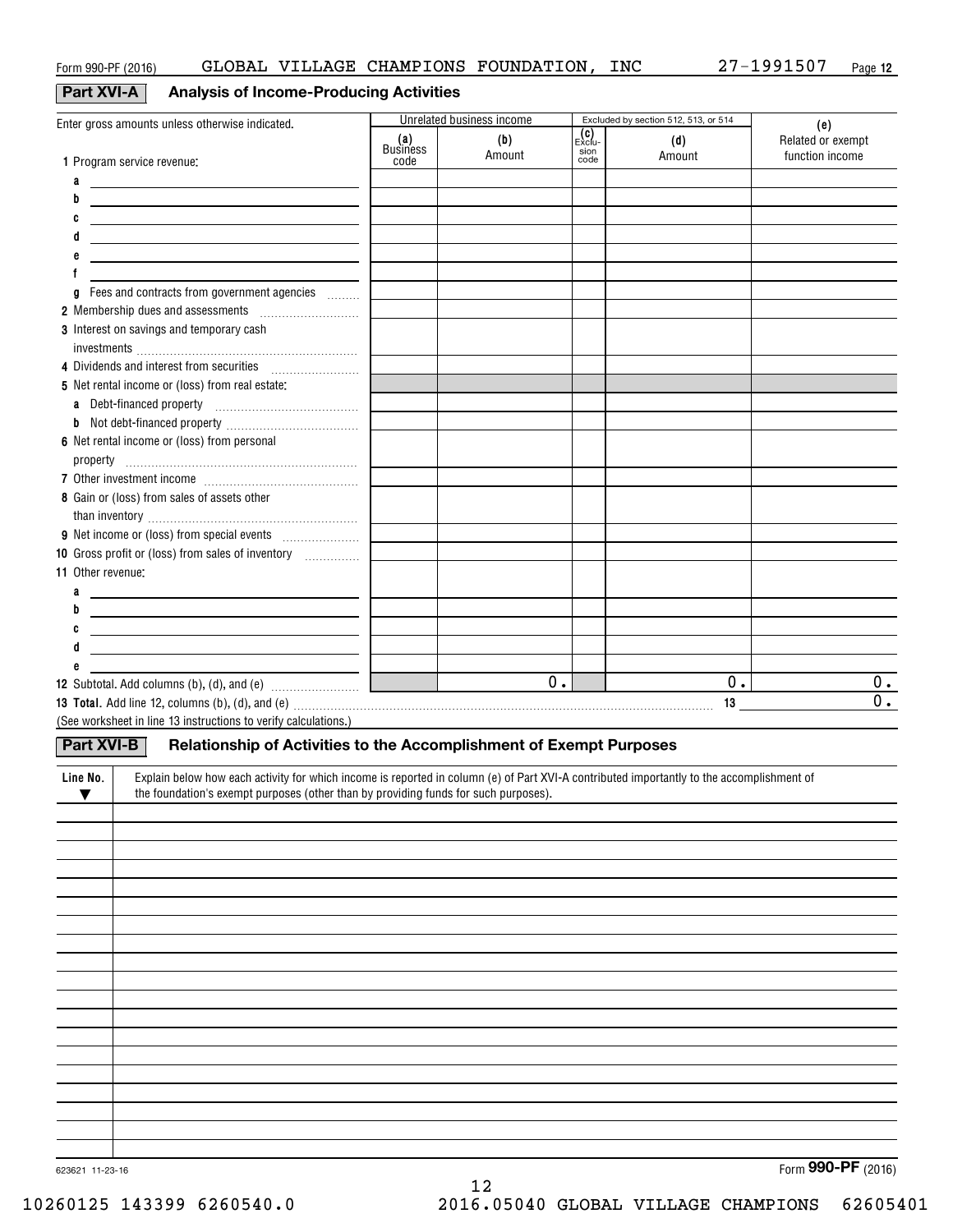Form 990-PF (2016) GLOBAL VILLAGE CHAMPIONS FOUNDATION, INC 27-1991507

## Part XVI-A Analysis of Income-Producing Activities

| Enter gross amounts unless otherwise indicated. | Unrelated business income | | Excluded by section 512, 513, or 514 | | (e) |
|---|---|---|---|---|---|
| | (a) Business code | (b) Amount | (c) Exclusion code | (d) Amount | Related or exempt function income |
| 1 Program service revenue: | | | | | |
| a | | | | | |
| b | | | | | |
| c | | | | | |
| d | | | | | |
| e | | | | | |
| f | | | | | |
| g Fees and contracts from government agencies | | | | | |
| 2 Membership dues and assessments | | | | | |
| 3 Interest on savings and temporary cash investments | | | | | |
| 4 Dividends and interest from securities | | | | | |
| 5 Net rental income or (loss) from real estate: | | | | | |
| a Debt-financed property | | | | | |
| b Not debt-financed property | | | | | |
| 6 Net rental income or (loss) from personal property | | | | | |
| 7 Other investment income | | | | | |
| 8 Gain or (loss) from sales of assets other than inventory | | | | | |
| 9 Net income or (loss) from special events | | | | | |
| 10 Gross profit or (loss) from sales of inventory | | | | | |
| 11 Other revenue: | | | | | |
| a | | | | | |
| b | | | | | |
| c | | | | | |
| d | | | | | |
| e | | | | | |
| 12 Subtotal. Add columns (b), (d), and (e) | | 0. | | 0. | 0. |

**13 Total.** Add line 12, columns (b), (d), and (e) ..... 13 0.

(See worksheet in line 13 instructions to verify calculations.)

## Part XVI-B Relationship of Activities to the Accomplishment of Exempt Purposes

| Line No. ▼ | Explain below how each activity for which income is reported in column (e) of Part XVI-A contributed importantly to the accomplishment of the foundation's exempt purposes (other than by providing funds for such purposes). |
|---|---|
| | |

623621 11-23-16

Form **990-PF** (2016)

10260125 143399 6260540.0 2016.05040 GLOBAL VILLAGE CHAMPIONS 62605401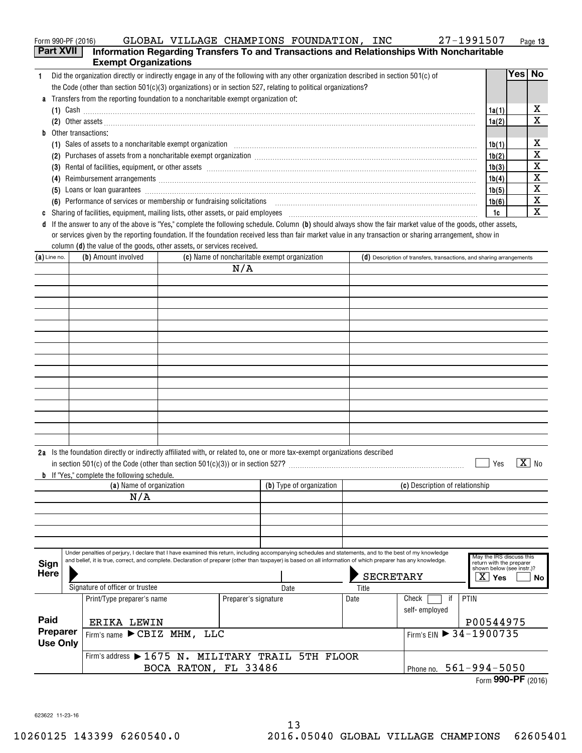Form 990-PF (2016) GLOBAL VILLAGE CHAMPIONS FOUNDATION, INC 27-1991507

## Part XVII Information Regarding Transfers To and Transactions and Relationships With Noncharitable Exempt Organizations

| | | Yes | No |
|---|---|---|---|
| **1** Did the organization directly or indirectly engage in any of the following with any other organization described in section 501(c) of the Code (other than section 501(c)(3) organizations) or in section 527, relating to political organizations? | | | |
| **a** Transfers from the reporting foundation to a noncharitable exempt organization of: | | | |
| (1) Cash | 1a(1) | | X |
| (2) Other assets | 1a(2) | | X |
| **b** Other transactions: | | | |
| (1) Sales of assets to a noncharitable exempt organization | 1b(1) | | X |
| (2) Purchases of assets from a noncharitable exempt organization | 1b(2) | | X |
| (3) Rental of facilities, equipment, or other assets | 1b(3) | | X |
| (4) Reimbursement arrangements | 1b(4) | | X |
| (5) Loans or loan guarantees | 1b(5) | | X |
| (6) Performance of services or membership or fundraising solicitations | 1b(6) | | X |
| **c** Sharing of facilities, equipment, mailing lists, other assets, or paid employees | 1c | | X |

**d** If the answer to any of the above is "Yes," complete the following schedule. Column **(b)** should always show the fair market value of the goods, other assets, or services given by the reporting foundation. If the foundation received less than fair market value in any transaction or sharing arrangement, show in column **(d)** the value of the goods, other assets, or services received.

| (a) Line no. | (b) Amount involved | (c) Name of noncharitable exempt organization | (d) Description of transfers, transactions, and sharing arrangements |
|---|---|---|---|
| | | N/A | |

**2a** Is the foundation directly or indirectly affiliated with, or related to, one or more tax-exempt organizations described in section 501(c) of the Code (other than section 501(c)(3)) or in section 527? ☐ Yes ☒ No

**b** If "Yes," complete the following schedule.

| (a) Name of organization | (b) Type of organization | (c) Description of relationship |
|---|---|---|
| N/A | | |

**Sign Here**

Under penalties of perjury, I declare that I have examined this return, including accompanying schedules and statements, and to the best of my knowledge and belief, it is true, correct, and complete. Declaration of preparer (other than taxpayer) is based on all information of which preparer has any knowledge.

Signature of officer or trustee | Date | Title: SECRETARY

May the IRS discuss this return with the preparer shown below (see instr.)? ☒ Yes ☐ No

**Paid Preparer Use Only**

| Print/Type preparer's name | Preparer's signature | Date | Check ☐ if self-employed | PTIN |
|---|---|---|---|---|
| ERIKA LEWIN | | | | P00544975 |

Firm's name ▶ CBIZ MHM, LLC — Firm's EIN ▶ 34-1900735

Firm's address ▶ 1675 N. MILITARY TRAIL 5TH FLOOR, BOCA RATON, FL 33486 — Phone no. 561-994-5050

Form **990-PF** (2016)

623622 11-23-16

10260125 143399 6260540.0 2016.05040 GLOBAL VILLAGE CHAMPIONS 62605401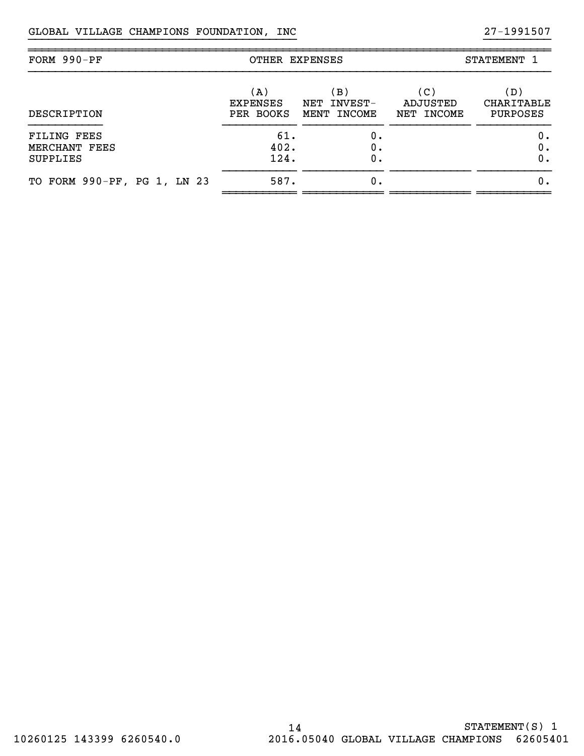GLOBAL VILLAGE CHAMPIONS FOUNDATION, INC 27-1991507

| FORM 990-PF | OTHER EXPENSES | | | STATEMENT 1 |
|---|---|---|---|---|
| DESCRIPTION | (A) EXPENSES PER BOOKS | (B) NET INVEST-MENT INCOME | (C) ADJUSTED NET INCOME | (D) CHARITABLE PURPOSES |
| FILING FEES | 61. | 0. | | 0. |
| MERCHANT FEES | 402. | 0. | | 0. |
| SUPPLIES | 124. | 0. | | 0. |
| TO FORM 990-PF, PG 1, LN 23 | 587. | 0. | | 0. |

STATEMENT(S) 1

10260125 143399 6260540.0 2016.05040 GLOBAL VILLAGE CHAMPIONS 62605401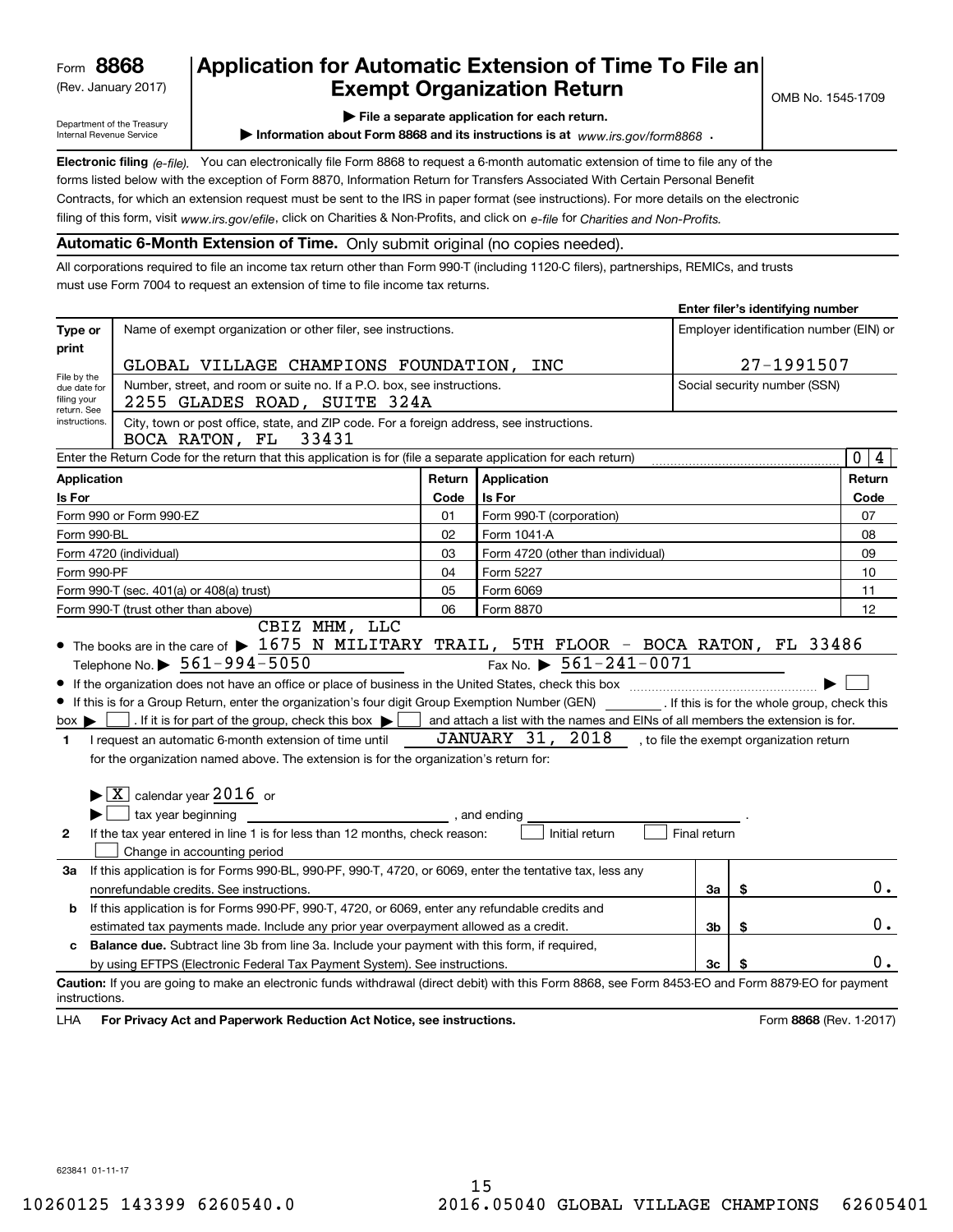Form **8868**
(Rev. January 2017)

Department of the Treasury
Internal Revenue Service

# Application for Automatic Extension of Time To File an Exempt Organization Return

▶ **File a separate application for each return.**

▶ **Information about Form 8868 and its instructions is at** *www.irs.gov/form8868* .

OMB No. 1545-1709

**Electronic filing** *(e-file).* You can electronically file Form 8868 to request a 6-month automatic extension of time to file any of the forms listed below with the exception of Form 8870, Information Return for Transfers Associated With Certain Personal Benefit Contracts, for which an extension request must be sent to the IRS in paper format (see instructions). For more details on the electronic filing of this form, visit *www.irs.gov/efile*, click on Charities & Non-Profits, and click on *e-file* for *Charities and Non-Profits.*

**Automatic 6-Month Extension of Time.** Only submit original (no copies needed).

All corporations required to file an income tax return other than Form 990-T (including 1120-C filers), partnerships, REMICs, and trusts must use Form 7004 to request an extension of time to file income tax returns.

| | | **Enter filer's identifying number** |
|---|---|---|
| **Type or print** | Name of exempt organization or other filer, see instructions. GLOBAL VILLAGE CHAMPIONS FOUNDATION, INC | Employer identification number (EIN) or 27-1991507 |
| File by the due date for filing your return. See instructions. | Number, street, and room or suite no. If a P.O. box, see instructions. 2255 GLADES ROAD, SUITE 324A | Social security number (SSN) |
| | City, town or post office, state, and ZIP code. For a foreign address, see instructions. BOCA RATON, FL 33431 | |

Enter the Return Code for the return that this application is for (file a separate application for each return) ........ 0 4

| **Application Is For** | **Return Code** | **Application Is For** | **Return Code** |
|---|---|---|---|
| Form 990 or Form 990-EZ | 01 | Form 990-T (corporation) | 07 |
| Form 990-BL | 02 | Form 1041-A | 08 |
| Form 4720 (individual) | 03 | Form 4720 (other than individual) | 09 |
| Form 990-PF | 04 | Form 5227 | 10 |
| Form 990-T (sec. 401(a) or 408(a) trust) | 05 | Form 6069 | 11 |
| Form 990-T (trust other than above) | 06 | Form 8870 | 12 |

- The books are in the care of ▶ CBIZ MHM, LLC 1675 N MILITARY TRAIL, 5TH FLOOR - BOCA RATON, FL 33486
  Telephone No. ▶ 561-994-5050 Fax No. ▶ 561-241-0071
- If the organization does not have an office or place of business in the United States, check this box ........ ▶ ☐
- If this is for a Group Return, enter the organization's four digit Group Exemption Number (GEN) ________ . If this is for the whole group, check this box ▶ ☐ . If it is for part of the group, check this box ▶ ☐ and attach a list with the names and EINs of all members the extension is for.

**1** I request an automatic 6-month extension of time until JANUARY 31, 2018 , to file the exempt organization return for the organization named above. The extension is for the organization's return for:

▶ ☒ calendar year 2016 or

▶ ☐ tax year beginning ______________ , and ending ______________ .

**2** If the tax year entered in line 1 is for less than 12 months, check reason: ☐ Initial return ☐ Final return ☐ Change in accounting period

| | | | |
|---|---|---|---|
| **3a** | If this application is for Forms 990-BL, 990-PF, 990-T, 4720, or 6069, enter the tentative tax, less any nonrefundable credits. See instructions. | **3a** | $ 0. |
| **b** | If this application is for Forms 990-PF, 990-T, 4720, or 6069, enter any refundable credits and estimated tax payments made. Include any prior year overpayment allowed as a credit. | **3b** | $ 0. |
| **c** | **Balance due.** Subtract line 3b from line 3a. Include your payment with this form, if required, by using EFTPS (Electronic Federal Tax Payment System). See instructions. | **3c** | $ 0. |

**Caution:** If you are going to make an electronic funds withdrawal (direct debit) with this Form 8868, see Form 8453-EO and Form 8879-EO for payment instructions.

LHA **For Privacy Act and Paperwork Reduction Act Notice, see instructions.** Form **8868** (Rev. 1-2017)

623841 01-11-17

10260125 143399 6260540.0 2016.05040 GLOBAL VILLAGE CHAMPIONS 62605401